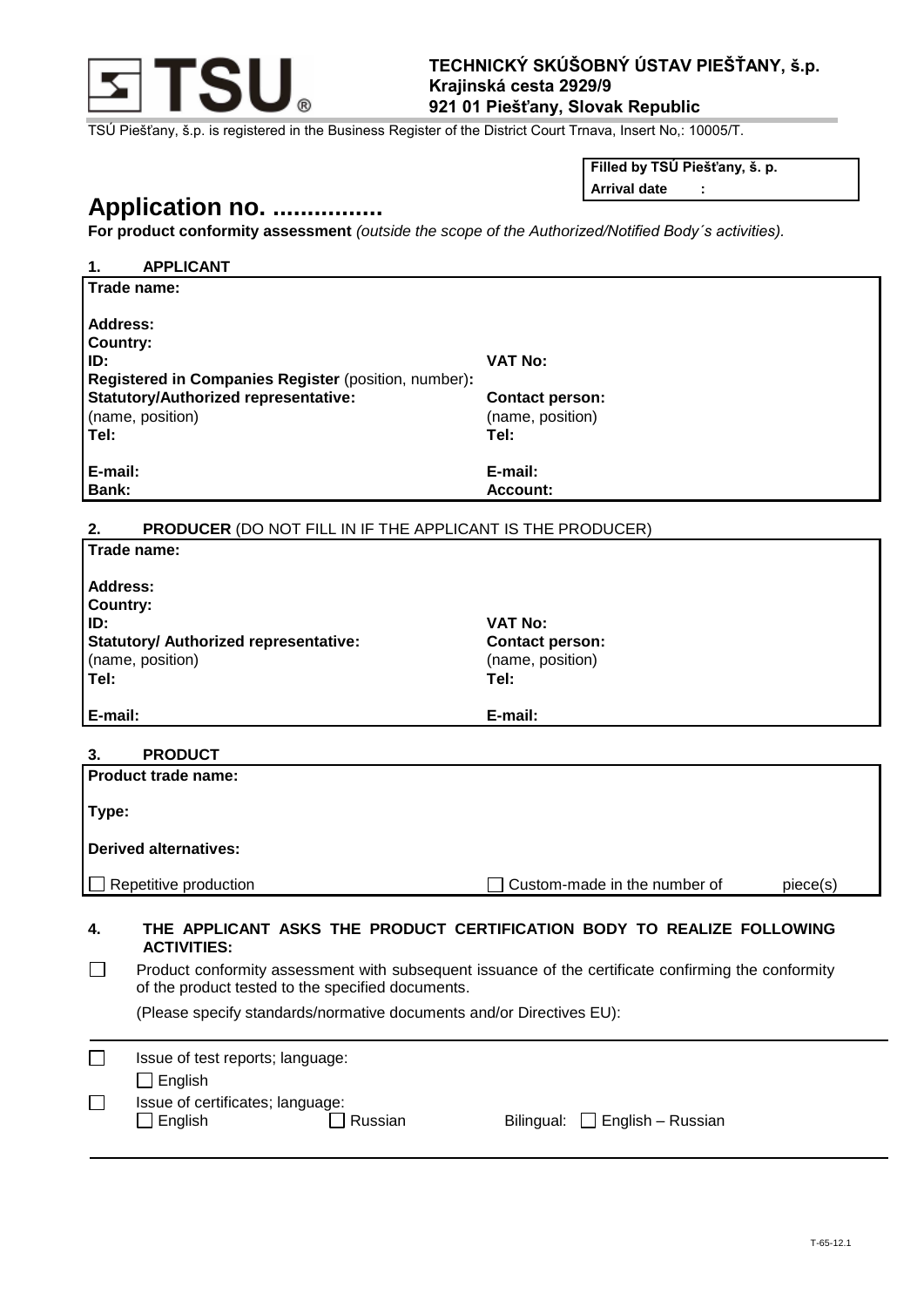**TECHNICKÝ SKÚŠOBNÝ ÚSTAV PIEŠŤANY, š.p.**
**Krajinská cesta 2929/9**
**921 01 Piešťany, Slovak Republic**

TSÚ Piešťany, š.p. is registered in the Business Register of the District Court Trnava, Insert No,: 10005/T.

| **Filled by TSÚ Piešťany, š. p.** |
|---|
| **Arrival date :** |

# Application no. ................

**For product conformity assessment** *(outside the scope of the Authorized/Notified Body´s activities).*

## 1. APPLICANT

| | |
|---|---|
| **Trade name:** | |
| **Address:** | |
| **Country:** | |
| **ID:** | **VAT No:** |
| **Registered in Companies Register** (position, number)**:** | |
| **Statutory/Authorized representative:** (name, position) | **Contact person:** (name, position) |
| **Tel:** | **Tel:** |
| **E-mail:** | **E-mail:** |
| **Bank:** | **Account:** |

## 2. PRODUCER (DO NOT FILL IN IF THE APPLICANT IS THE PRODUCER)

| | |
|---|---|
| **Trade name:** | |
| **Address:** | |
| **Country:** | |
| **ID:** | **VAT No:** |
| **Statutory/ Authorized representative:** (name, position) | **Contact person:** (name, position) |
| **Tel:** | **Tel:** |
| **E-mail:** | **E-mail:** |

## 3. PRODUCT

| | |
|---|---|
| **Product trade name:** | |
| **Type:** | |
| **Derived alternatives:** | |
| ☐ Repetitive production | ☐ Custom-made in the number of piece(s) |

## 4. THE APPLICANT ASKS THE PRODUCT CERTIFICATION BODY TO REALIZE FOLLOWING ACTIVITIES:

☐ Product conformity assessment with subsequent issuance of the certificate confirming the conformity of the product tested to the specified documents.

(Please specify standards/normative documents and/or Directives EU):

---

☐ Issue of test reports; language:

☐ English

☐ Issue of certificates; language:

☐ English ☐ Russian Bilingual: ☐ English – Russian

---

T-65-12.1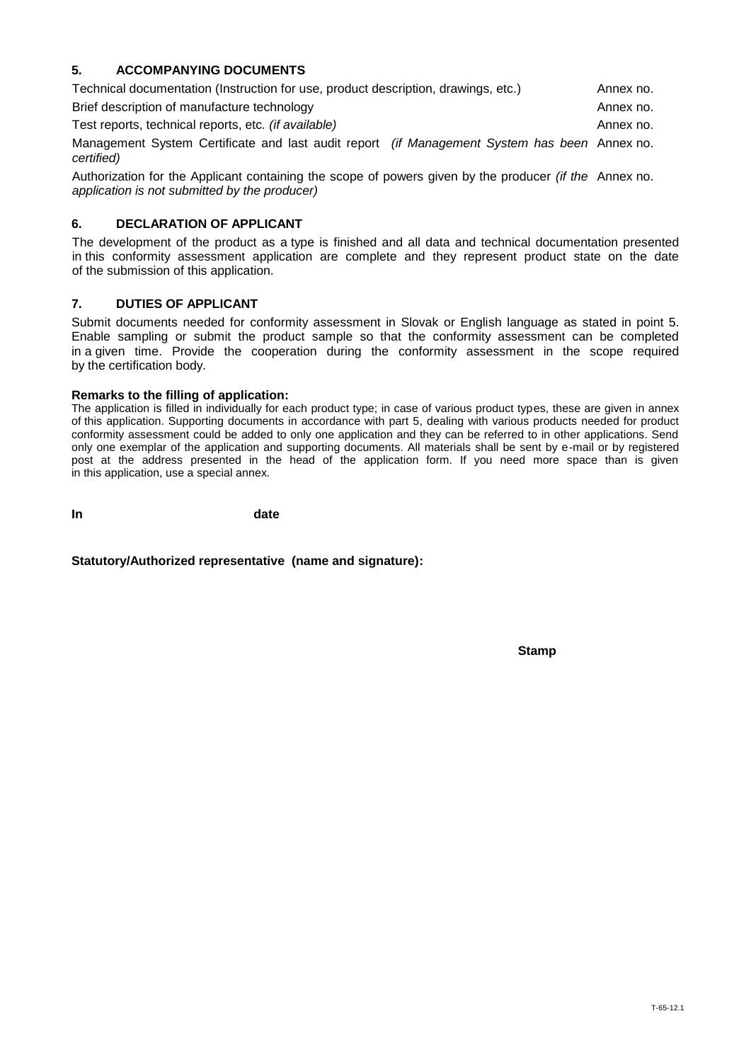## 5. ACCOMPANYING DOCUMENTS

| | |
|---|---|
| Technical documentation (Instruction for use, product description, drawings, etc.) | Annex no. |
| Brief description of manufacture technology | Annex no. |
| Test reports, technical reports, etc. *(if available)* | Annex no. |
| Management System Certificate and last audit report *(if Management System has been certified)* | Annex no. |
| Authorization for the Applicant containing the scope of powers given by the producer *(if the application is not submitted by the producer)* | Annex no. |

## 6. DECLARATION OF APPLICANT

The development of the product as a type is finished and all data and technical documentation presented in this conformity assessment application are complete and they represent product state on the date of the submission of this application.

## 7. DUTIES OF APPLICANT

Submit documents needed for conformity assessment in Slovak or English language as stated in point 5. Enable sampling or submit the product sample so that the conformity assessment can be completed in a given time. Provide the cooperation during the conformity assessment in the scope required by the certification body.

**Remarks to the filling of application:**

The application is filled in individually for each product type; in case of various product types, these are given in annex of this application. Supporting documents in accordance with part 5, dealing with various products needed for product conformity assessment could be added to only one application and they can be referred to in other applications. Send only one exemplar of the application and supporting documents. All materials shall be sent by e-mail or by registered post at the address presented in the head of the application form. If you need more space than is given in this application, use a special annex.

**In** **date**

**Statutory/Authorized representative (name and signature):**

**Stamp**

T-65-12.1